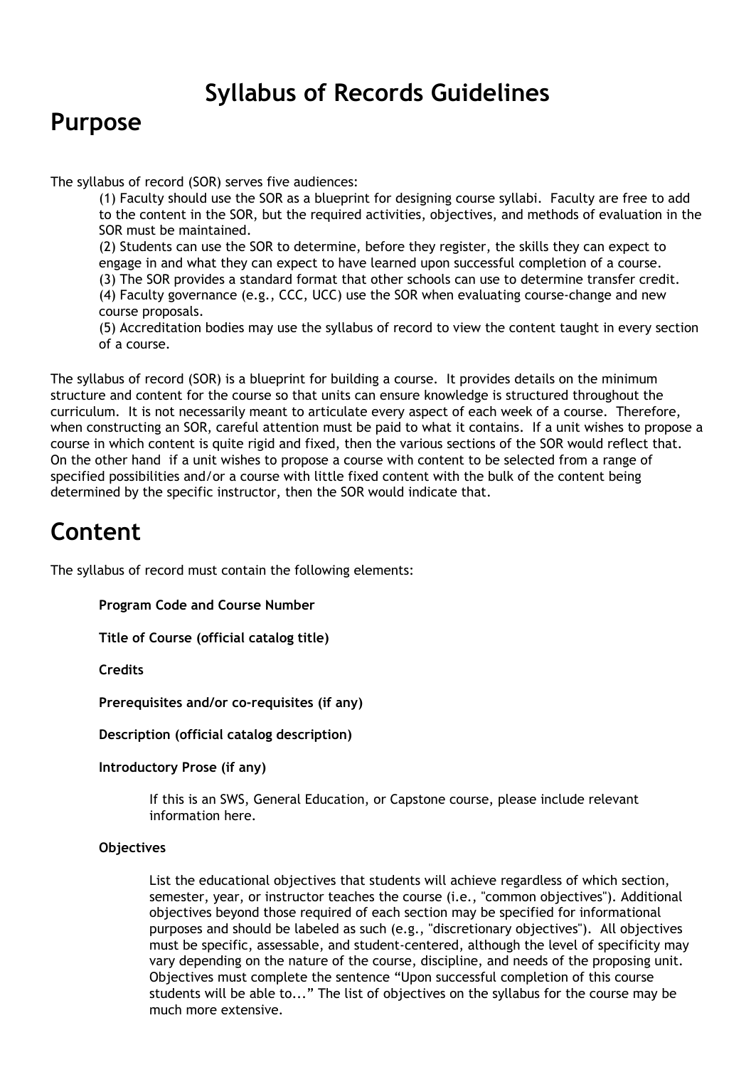# Syllabus of Records Guidelines

## Purpose

The syllabus of record (SOR) serves five audiences:

(1) Faculty should use the SOR as a blueprint for designing course syllabi. Faculty are free to add to the content in the SOR, but the required activities, objectives, and methods of evaluation in the SOR must be maintained.
(2) Students can use the SOR to determine, before they register, the skills they can expect to engage in and what they can expect to have learned upon successful completion of a course.
(3) The SOR provides a standard format that other schools can use to determine transfer credit.
(4) Faculty governance (e.g., CCC, UCC) use the SOR when evaluating course-change and new course proposals.
(5) Accreditation bodies may use the syllabus of record to view the content taught in every section of a course.

The syllabus of record (SOR) is a blueprint for building a course. It provides details on the minimum structure and content for the course so that units can ensure knowledge is structured throughout the curriculum. It is not necessarily meant to articulate every aspect of each week of a course. Therefore, when constructing an SOR, careful attention must be paid to what it contains. If a unit wishes to propose a course in which content is quite rigid and fixed, then the various sections of the SOR would reflect that. On the other hand if a unit wishes to propose a course with content to be selected from a range of specified possibilities and/or a course with little fixed content with the bulk of the content being determined by the specific instructor, then the SOR would indicate that.

## Content

The syllabus of record must contain the following elements:

**Program Code and Course Number**

**Title of Course (official catalog title)**

**Credits**

**Prerequisites and/or co-requisites (if any)**

**Description (official catalog description)**

**Introductory Prose (if any)**

If this is an SWS, General Education, or Capstone course, please include relevant information here.

**Objectives**

List the educational objectives that students will achieve regardless of which section, semester, year, or instructor teaches the course (i.e., "common objectives"). Additional objectives beyond those required of each section may be specified for informational purposes and should be labeled as such (e.g., "discretionary objectives"). All objectives must be specific, assessable, and student-centered, although the level of specificity may vary depending on the nature of the course, discipline, and needs of the proposing unit. Objectives must complete the sentence "Upon successful completion of this course students will be able to..." The list of objectives on the syllabus for the course may be much more extensive.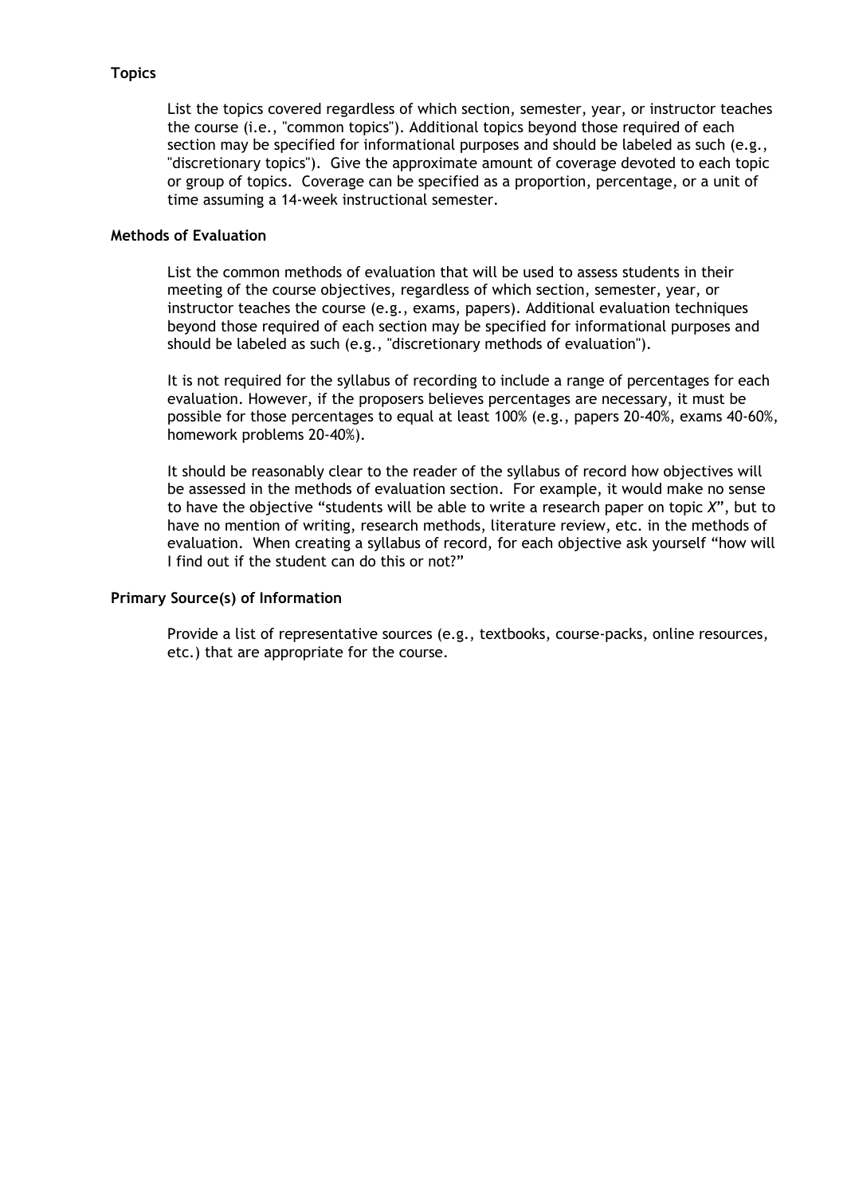**Topics**

List the topics covered regardless of which section, semester, year, or instructor teaches the course (i.e., "common topics"). Additional topics beyond those required of each section may be specified for informational purposes and should be labeled as such (e.g., "discretionary topics"). Give the approximate amount of coverage devoted to each topic or group of topics. Coverage can be specified as a proportion, percentage, or a unit of time assuming a 14-week instructional semester.

**Methods of Evaluation**

List the common methods of evaluation that will be used to assess students in their meeting of the course objectives, regardless of which section, semester, year, or instructor teaches the course (e.g., exams, papers). Additional evaluation techniques beyond those required of each section may be specified for informational purposes and should be labeled as such (e.g., "discretionary methods of evaluation").

It is not required for the syllabus of recording to include a range of percentages for each evaluation. However, if the proposers believes percentages are necessary, it must be possible for those percentages to equal at least 100% (e.g., papers 20-40%, exams 40-60%, homework problems 20-40%).

It should be reasonably clear to the reader of the syllabus of record how objectives will be assessed in the methods of evaluation section. For example, it would make no sense to have the objective "students will be able to write a research paper on topic *X*", but to have no mention of writing, research methods, literature review, etc. in the methods of evaluation. When creating a syllabus of record, for each objective ask yourself "how will I find out if the student can do this or not?"

**Primary Source(s) of Information**

Provide a list of representative sources (e.g., textbooks, course-packs, online resources, etc.) that are appropriate for the course.